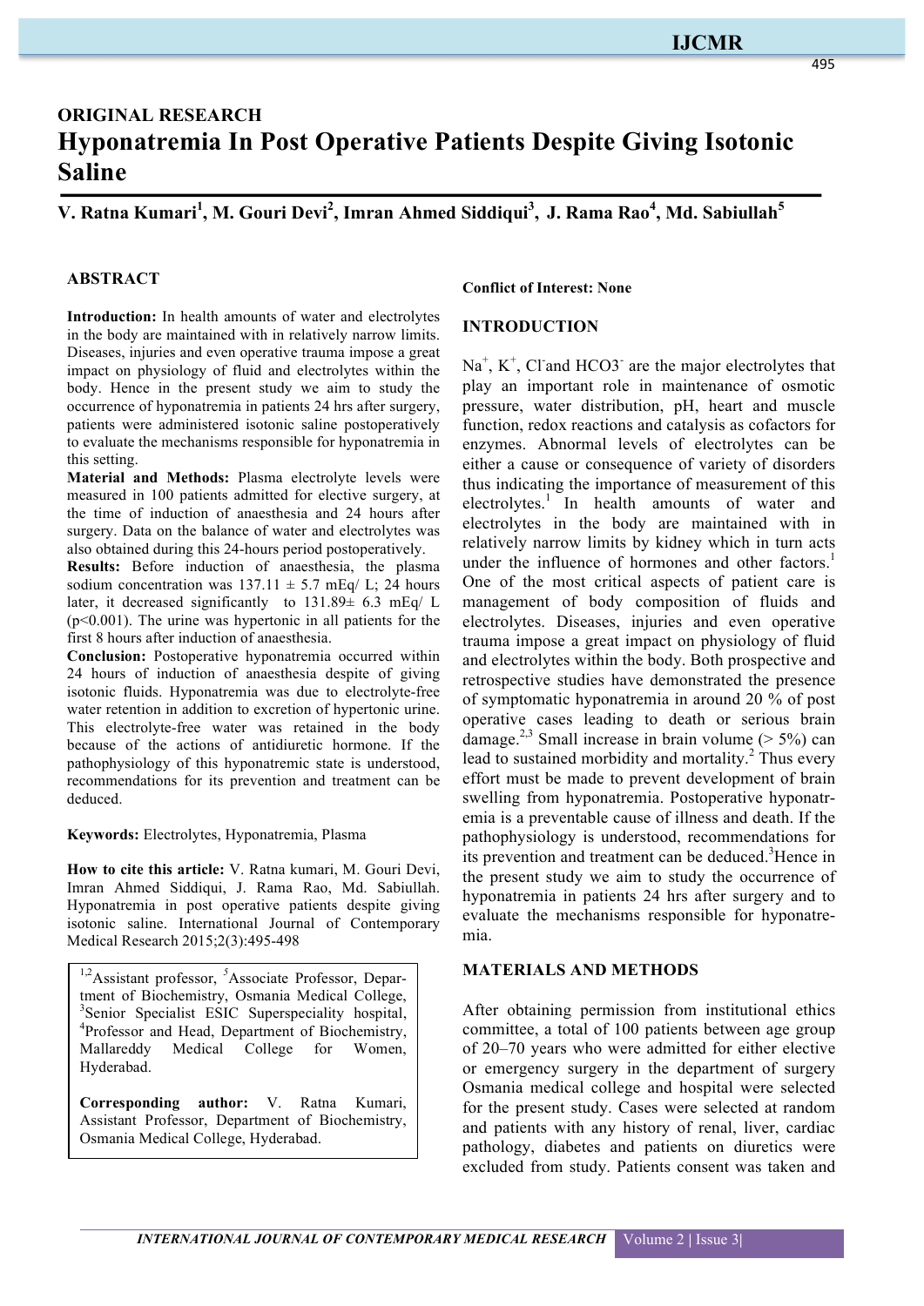## ORIGINAL RESEARCH

# Hyponatremia In Post Operative Patients Despite Giving Isotonic Saline

**V. Ratna Kumari[1], M. Gouri Devi[2], Imran Ahmed Siddiqui[3], J. Rama Rao[4], Md. Sabiullah[5]**

## ABSTRACT

**Introduction:** In health amounts of water and electrolytes in the body are maintained with in relatively narrow limits. Diseases, injuries and even operative trauma impose a great impact on physiology of fluid and electrolytes within the body. Hence in the present study we aim to study the occurrence of hyponatremia in patients 24 hrs after surgery, patients were administered isotonic saline postoperatively to evaluate the mechanisms responsible for hyponatremia in this setting.

**Material and Methods:** Plasma electrolyte levels were measured in 100 patients admitted for elective surgery, at the time of induction of anaesthesia and 24 hours after surgery. Data on the balance of water and electrolytes was also obtained during this 24-hours period postoperatively.

**Results:** Before induction of anaesthesia, the plasma sodium concentration was $137.11 \pm 5.7$ mEq/ L; 24 hours later, it decreased significantly to $131.89 \pm 6.3$ mEq/ L ($p<0.001$). The urine was hypertonic in all patients for the first 8 hours after induction of anaesthesia.

**Conclusion:** Postoperative hyponatremia occurred within 24 hours of induction of anaesthesia despite of giving isotonic fluids. Hyponatremia was due to electrolyte-free water retention in addition to excretion of hypertonic urine. This electrolyte-free water was retained in the body because of the actions of antidiuretic hormone. If the pathophysiology of this hyponatremic state is understood, recommendations for its prevention and treatment can be deduced.

**Keywords:** Electrolytes, Hyponatremia, Plasma

**How to cite this article:** V. Ratna kumari, M. Gouri Devi, Imran Ahmed Siddiqui, J. Rama Rao, Md. Sabiullah. Hyponatremia in post operative patients despite giving isotonic saline. International Journal of Contemporary Medical Research 2015;2(3):495-498

[1,2]Assistant professor, [5]Associate Professor, Department of Biochemistry, Osmania Medical College, [3]Senior Specialist ESIC Superspeciality hospital, [4]Professor and Head, Department of Biochemistry, Mallareddy Medical College for Women, Hyderabad.

**Corresponding author:** V. Ratna Kumari, Assistant Professor, Department of Biochemistry, Osmania Medical College, Hyderabad.

**Conflict of Interest: None**

## INTRODUCTION

$Na^+$, $K^+$, $Cl^-$ and $HCO3^-$ are the major electrolytes that play an important role in maintenance of osmotic pressure, water distribution, pH, heart and muscle function, redox reactions and catalysis as cofactors for enzymes. Abnormal levels of electrolytes can be either a cause or consequence of variety of disorders thus indicating the importance of measurement of this electrolytes.[1] In health amounts of water and electrolytes in the body are maintained with in relatively narrow limits by kidney which in turn acts under the influence of hormones and other factors.[1] One of the most critical aspects of patient care is management of body composition of fluids and electrolytes. Diseases, injuries and even operative trauma impose a great impact on physiology of fluid and electrolytes within the body. Both prospective and retrospective studies have demonstrated the presence of symptomatic hyponatremia in around 20 % of post operative cases leading to death or serious brain damage.[2,3] Small increase in brain volume (> 5%) can lead to sustained morbidity and mortality.[2] Thus every effort must be made to prevent development of brain swelling from hyponatremia. Postoperative hyponatremia is a preventable cause of illness and death. If the pathophysiology is understood, recommendations for its prevention and treatment can be deduced.[3] Hence in the present study we aim to study the occurrence of hyponatremia in patients 24 hrs after surgery and to evaluate the mechanisms responsible for hyponatremia.

## MATERIALS AND METHODS

After obtaining permission from institutional ethics committee, a total of 100 patients between age group of 20–70 years who were admitted for either elective or emergency surgery in the department of surgery Osmania medical college and hospital were selected for the present study. Cases were selected at random and patients with any history of renal, liver, cardiac pathology, diabetes and patients on diuretics were excluded from study. Patients consent was taken and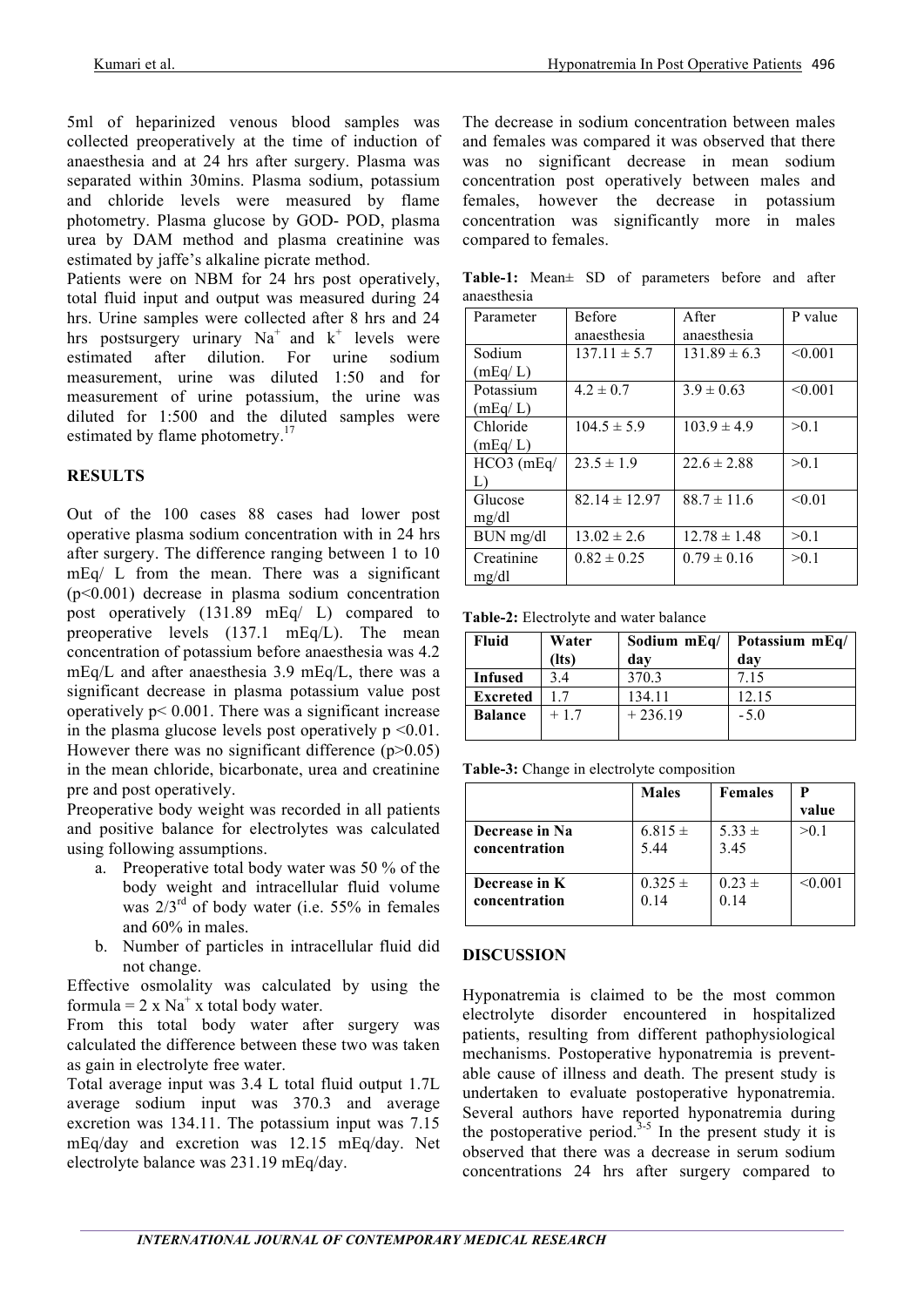5ml of heparinized venous blood samples was collected preoperatively at the time of induction of anaesthesia and at 24 hrs after surgery. Plasma was separated within 30mins. Plasma sodium, potassium and chloride levels were measured by flame photometry. Plasma glucose by GOD- POD, plasma urea by DAM method and plasma creatinine was estimated by jaffe's alkaline picrate method.

Patients were on NBM for 24 hrs post operatively, total fluid input and output was measured during 24 hrs. Urine samples were collected after 8 hrs and 24 hrs postsurgery urinary $Na^+$ and $k^+$ levels were estimated after dilution. For urine sodium measurement, urine was diluted 1:50 and for measurement of urine potassium, the urine was diluted for 1:500 and the diluted samples were estimated by flame photometry.[17]

## RESULTS

Out of the 100 cases 88 cases had lower post operative plasma sodium concentration with in 24 hrs after surgery. The difference ranging between 1 to 10 mEq/ L from the mean. There was a significant ($p<0.001$) decrease in plasma sodium concentration post operatively (131.89 mEq/ L) compared to preoperative levels (137.1 mEq/L). The mean concentration of potassium before anaesthesia was 4.2 mEq/L and after anaesthesia 3.9 mEq/L, there was a significant decrease in plasma potassium value post operatively $p< 0.001$. There was a significant increase in the plasma glucose levels post operatively $p <0.01$. However there was no significant difference ($p>0.05$) in the mean chloride, bicarbonate, urea and creatinine pre and post operatively.

Preoperative body weight was recorded in all patients and positive balance for electrolytes was calculated using following assumptions.

a. Preoperative total body water was 50 % of the body weight and intracellular fluid volume was 2/3rd of body water (i.e. 55% in females and 60% in males.
b. Number of particles in intracellular fluid did not change.

Effective osmolality was calculated by using the formula = 2 x $Na^+$ x total body water.

From this total body water after surgery was calculated the difference between these two was taken as gain in electrolyte free water.

Total average input was 3.4 L total fluid output 1.7L average sodium input was 370.3 and average excretion was 134.11. The potassium input was 7.15 mEq/day and excretion was 12.15 mEq/day. Net electrolyte balance was 231.19 mEq/day.

The decrease in sodium concentration between males and females was compared it was observed that there was no significant decrease in mean sodium concentration post operatively between males and females, however the decrease in potassium concentration was significantly more in males compared to females.

**Table-1:** Mean± SD of parameters before and after anaesthesia

| Parameter | Before anaesthesia | After anaesthesia | P value |
|---|---|---|---|
| Sodium (mEq/ L) | 137.11 ± 5.7 | 131.89 ± 6.3 | <0.001 |
| Potassium (mEq/ L) | 4.2 ± 0.7 | 3.9 ± 0.63 | <0.001 |
| Chloride (mEq/ L) | 104.5 ± 5.9 | 103.9 ± 4.9 | >0.1 |
| HCO3 (mEq/ L) | 23.5 ± 1.9 | 22.6 ± 2.88 | >0.1 |
| Glucose mg/dl | 82.14 ± 12.97 | 88.7 ± 11.6 | <0.01 |
| BUN mg/dl | 13.02 ± 2.6 | 12.78 ± 1.48 | >0.1 |
| Creatinine mg/dl | 0.82 ± 0.25 | 0.79 ± 0.16 | >0.1 |

**Table-2:** Electrolyte and water balance

| Fluid | Water (lts) | Sodium mEq/ day | Potassium mEq/ day |
|---|---|---|---|
| **Infused** | 3.4 | 370.3 | 7.15 |
| **Excreted** | 1.7 | 134.11 | 12.15 |
| **Balance** | + 1.7 | + 236.19 | - 5.0 |

**Table-3:** Change in electrolyte composition

| | Males | Females | P value |
|---|---|---|---|
| **Decrease in Na concentration** | 6.815 ± 5.44 | 5.33 ± 3.45 | >0.1 |
| **Decrease in K concentration** | 0.325 ± 0.14 | 0.23 ± 0.14 | <0.001 |

## DISCUSSION

Hyponatremia is claimed to be the most common electrolyte disorder encountered in hospitalized patients, resulting from different pathophysiological mechanisms. Postoperative hyponatremia is preventable cause of illness and death. The present study is undertaken to evaluate postoperative hyponatremia. Several authors have reported hyponatremia during the postoperative period.[3-5] In the present study it is observed that there was a decrease in serum sodium concentrations 24 hrs after surgery compared to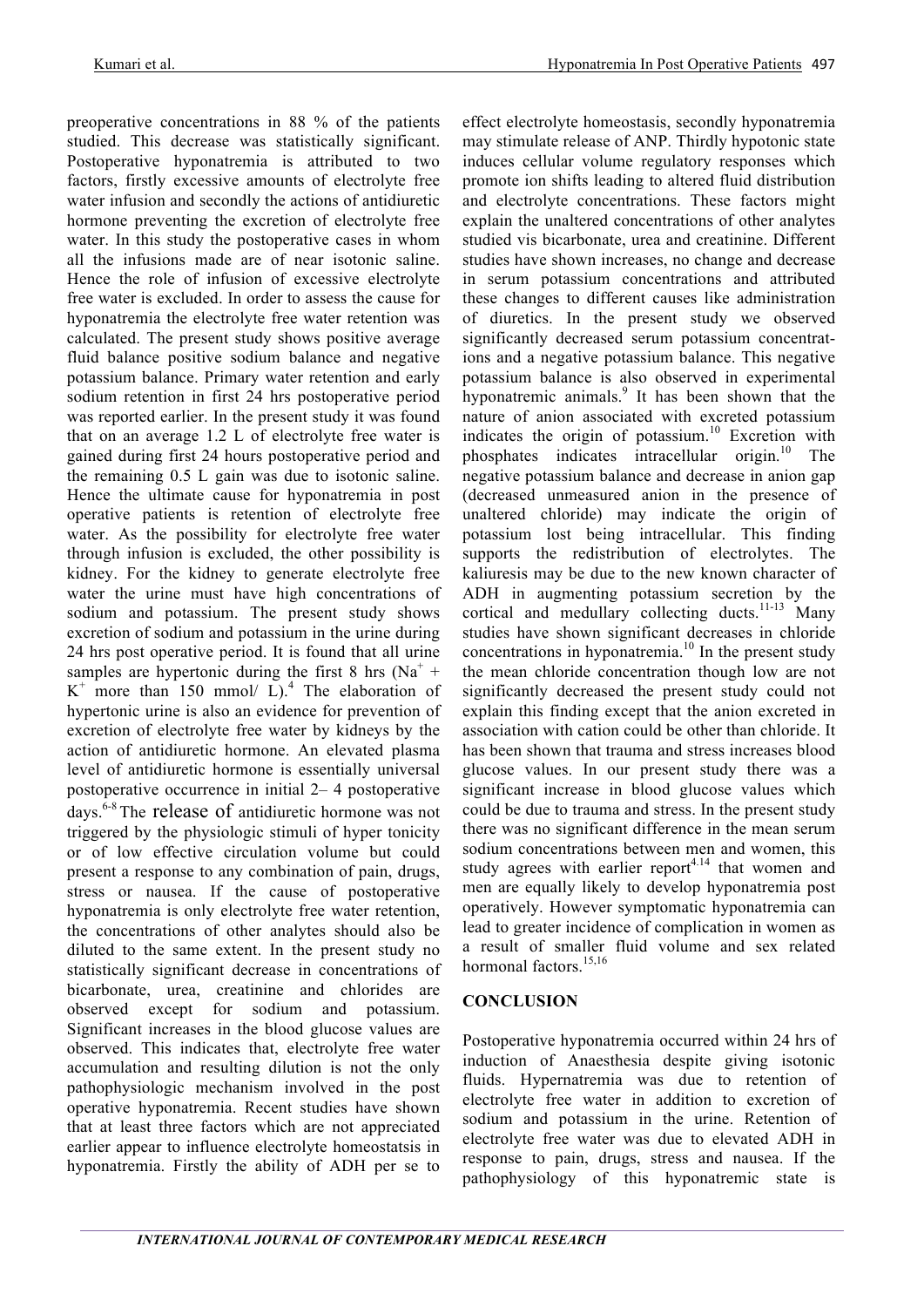preoperative concentrations in 88 % of the patients studied. This decrease was statistically significant. Postoperative hyponatremia is attributed to two factors, firstly excessive amounts of electrolyte free water infusion and secondly the actions of antidiuretic hormone preventing the excretion of electrolyte free water. In this study the postoperative cases in whom all the infusions made are of near isotonic saline. Hence the role of infusion of excessive electrolyte free water is excluded. In order to assess the cause for hyponatremia the electrolyte free water retention was calculated. The present study shows positive average fluid balance positive sodium balance and negative potassium balance. Primary water retention and early sodium retention in first 24 hrs postoperative period was reported earlier. In the present study it was found that on an average 1.2 L of electrolyte free water is gained during first 24 hours postoperative period and the remaining 0.5 L gain was due to isotonic saline. Hence the ultimate cause for hyponatremia in post operative patients is retention of electrolyte free water. As the possibility for electrolyte free water through infusion is excluded, the other possibility is kidney. For the kidney to generate electrolyte free water the urine must have high concentrations of sodium and potassium. The present study shows excretion of sodium and potassium in the urine during 24 hrs post operative period. It is found that all urine samples are hypertonic during the first 8 hrs ($Na^+$ + $K^+$ more than 150 mmol/ L).[4] The elaboration of hypertonic urine is also an evidence for prevention of excretion of electrolyte free water by kidneys by the action of antidiuretic hormone. An elevated plasma level of antidiuretic hormone is essentially universal postoperative occurrence in initial 2– 4 postoperative days.[6-8] The release of antidiuretic hormone was not triggered by the physiologic stimuli of hyper tonicity or of low effective circulation volume but could present a response to any combination of pain, drugs, stress or nausea. If the cause of postoperative hyponatremia is only electrolyte free water retention, the concentrations of other analytes should also be diluted to the same extent. In the present study no statistically significant decrease in concentrations of bicarbonate, urea, creatinine and chlorides are observed except for sodium and potassium. Significant increases in the blood glucose values are observed. This indicates that, electrolyte free water accumulation and resulting dilution is not the only pathophysiologic mechanism involved in the post operative hyponatremia. Recent studies have shown that at least three factors which are not appreciated earlier appear to influence electrolyte homeostatsis in hyponatremia. Firstly the ability of ADH per se to effect electrolyte homeostasis, secondly hyponatremia may stimulate release of ANP. Thirdly hypotonic state induces cellular volume regulatory responses which promote ion shifts leading to altered fluid distribution and electrolyte concentrations. These factors might explain the unaltered concentrations of other analytes studied vis bicarbonate, urea and creatinine. Different studies have shown increases, no change and decrease in serum potassium concentrations and attributed these changes to different causes like administration of diuretics. In the present study we observed significantly decreased serum potassium concentrations and a negative potassium balance. This negative potassium balance is also observed in experimental hyponatremic animals.[9] It has been shown that the nature of anion associated with excreted potassium indicates the origin of potassium.[10] Excretion with phosphates indicates intracellular origin.[10] The negative potassium balance and decrease in anion gap (decreased unmeasured anion in the presence of unaltered chloride) may indicate the origin of potassium lost being intracellular. This finding supports the redistribution of electrolytes. The kaliuresis may be due to the new known character of ADH in augmenting potassium secretion by the cortical and medullary collecting ducts.[11-13] Many studies have shown significant decreases in chloride concentrations in hyponatremia.[10] In the present study the mean chloride concentration though low are not significantly decreased the present study could not explain this finding except that the anion excreted in association with cation could be other than chloride. It has been shown that trauma and stress increases blood glucose values. In our present study there was a significant increase in blood glucose values which could be due to trauma and stress. In the present study there was no significant difference in the mean serum sodium concentrations between men and women, this study agrees with earlier report[4,14] that women and men are equally likely to develop hyponatremia post operatively. However symptomatic hyponatremia can lead to greater incidence of complication in women as a result of smaller fluid volume and sex related hormonal factors.[15,16]

## CONCLUSION

Postoperative hyponatremia occurred within 24 hrs of induction of Anaesthesia despite giving isotonic fluids. Hypernatremia was due to retention of electrolyte free water in addition to excretion of sodium and potassium in the urine. Retention of electrolyte free water was due to elevated ADH in response to pain, drugs, stress and nausea. If the pathophysiology of this hyponatremic state is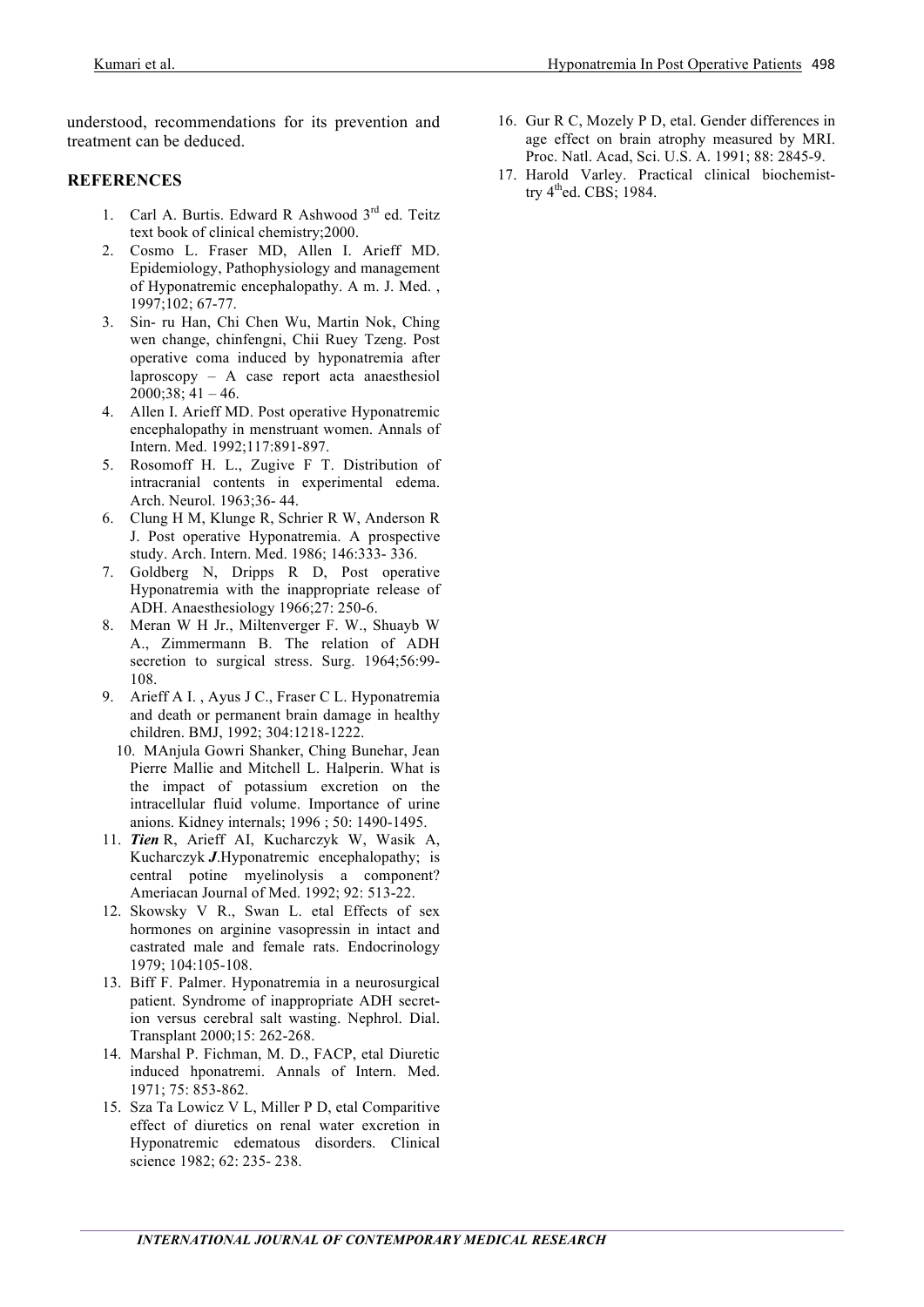understood, recommendations for its prevention and treatment can be deduced.

## REFERENCES

1. Carl A. Burtis. Edward R Ashwood 3rd ed. Teitz text book of clinical chemistry;2000.
2. Cosmo L. Fraser MD, Allen I. Arieff MD. Epidemiology, Pathophysiology and management of Hyponatremic encephalopathy. A m. J. Med. , 1997;102; 67-77.
3. Sin- ru Han, Chi Chen Wu, Martin Nok, Ching wen change, chinfengni, Chii Ruey Tzeng. Post operative coma induced by hyponatremia after laproscopy – A case report acta anaesthesiol 2000;38; 41 – 46.
4. Allen I. Arieff MD. Post operative Hyponatremic encephalopathy in menstruant women. Annals of Intern. Med. 1992;117:891-897.
5. Rosomoff H. L., Zugive F T. Distribution of intracranial contents in experimental edema. Arch. Neurol. 1963;36- 44.
6. Clung H M, Klunge R, Schrier R W, Anderson R J. Post operative Hyponatremia. A prospective study. Arch. Intern. Med. 1986; 146:333- 336.
7. Goldberg N, Dripps R D, Post operative Hyponatremia with the inappropriate release of ADH. Anaesthesiology 1966;27: 250-6.
8. Meran W H Jr., Miltenverger F. W., Shuayb W A., Zimmermann B. The relation of ADH secretion to surgical stress. Surg. 1964;56:99-108.
9. Arieff A I. , Ayus J C., Fraser C L. Hyponatremia and death or permanent brain damage in healthy children. BMJ, 1992; 304:1218-1222.
10. MAnjula Gowri Shanker, Ching Bunehar, Jean Pierre Mallie and Mitchell L. Halperin. What is the impact of potassium excretion on the intracellular fluid volume. Importance of urine anions. Kidney internals; 1996 ; 50: 1490-1495.
11. ***Tien*** R, Arieff AI, Kucharczyk W, Wasik A, Kucharczyk ***J***.Hyponatremic encephalopathy; is central potine myelinolysis a component? Ameriacan Journal of Med. 1992; 92: 513-22.
12. Skowsky V R., Swan L. etal Effects of sex hormones on arginine vasopressin in intact and castrated male and female rats. Endocrinology 1979; 104:105-108.
13. Biff F. Palmer. Hyponatremia in a neurosurgical patient. Syndrome of inappropriate ADH secretion versus cerebral salt wasting. Nephrol. Dial. Transplant 2000;15: 262-268.
14. Marshal P. Fichman, M. D., FACP, etal Diuretic induced hponatremi. Annals of Intern. Med. 1971; 75: 853-862.
15. Sza Ta Lowicz V L, Miller P D, etal Comparitive effect of diuretics on renal water excretion in Hyponatremic edematous disorders. Clinical science 1982; 62: 235- 238.
16. Gur R C, Mozely P D, etal. Gender differences in age effect on brain atrophy measured by MRI. Proc. Natl. Acad, Sci. U.S. A. 1991; 88: 2845-9.
17. Harold Varley. Practical clinical biochemisttry 4th ed. CBS; 1984.